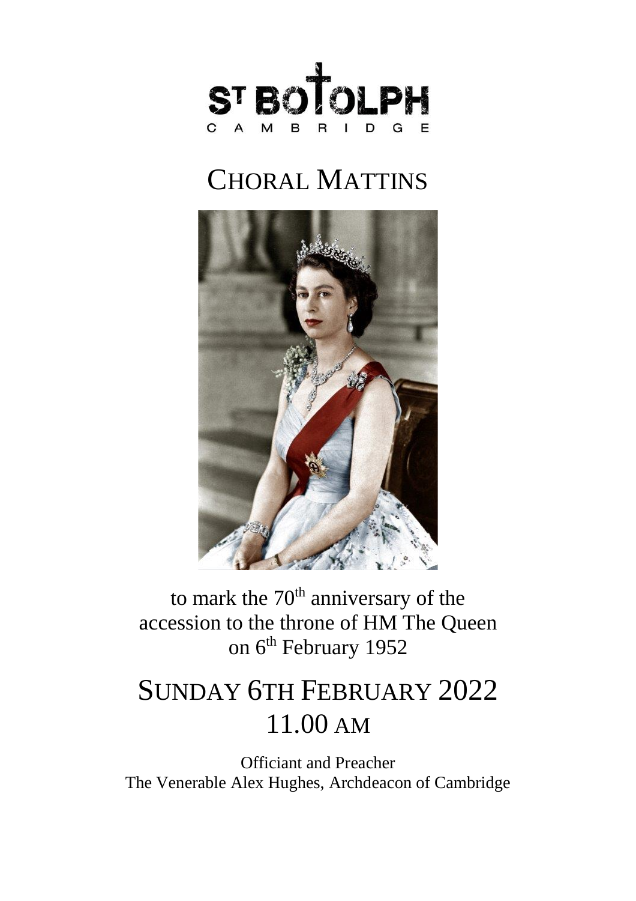ST BOTOLPH
CAMBRIDGE

# CHORAL MATTINS

to mark the 70th anniversary of the accession to the throne of HM The Queen on 6th February 1952

## SUNDAY 6TH FEBRUARY 2022
## 11.00 AM

Officiant and Preacher
The Venerable Alex Hughes, Archdeacon of Cambridge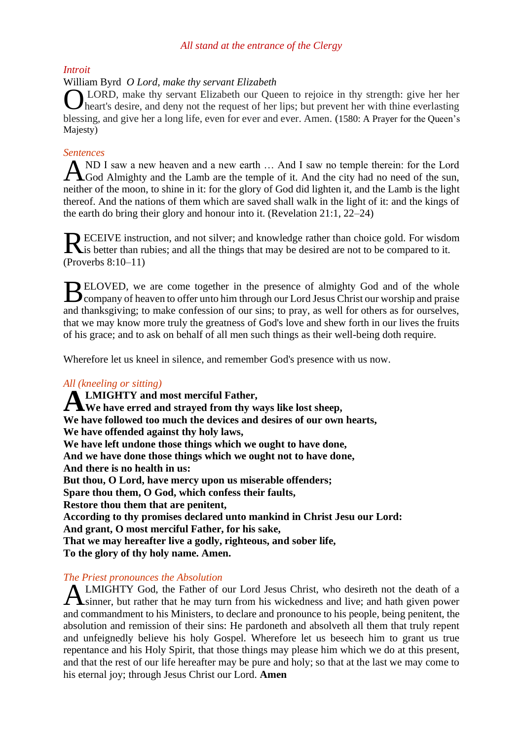*All stand at the entrance of the Clergy*

*Introit*

William Byrd *O Lord, make thy servant Elizabeth*

O LORD, make thy servant Elizabeth our Queen to rejoice in thy strength: give her her heart's desire, and deny not the request of her lips; but prevent her with thine everlasting blessing, and give her a long life, even for ever and ever. Amen. (1580: A Prayer for the Queen's Majesty)

*Sentences*

AND I saw a new heaven and a new earth … And I saw no temple therein: for the Lord God Almighty and the Lamb are the temple of it. And the city had no need of the sun, neither of the moon, to shine in it: for the glory of God did lighten it, and the Lamb is the light thereof. And the nations of them which are saved shall walk in the light of it: and the kings of the earth do bring their glory and honour into it. (Revelation 21:1, 22–24)

RECEIVE instruction, and not silver; and knowledge rather than choice gold. For wisdom is better than rubies; and all the things that may be desired are not to be compared to it. (Proverbs 8:10–11)

BELOVED, we are come together in the presence of almighty God and of the whole company of heaven to offer unto him through our Lord Jesus Christ our worship and praise and thanksgiving; to make confession of our sins; to pray, as well for others as for ourselves, that we may know more truly the greatness of God's love and shew forth in our lives the fruits of his grace; and to ask on behalf of all men such things as their well-being doth require.

Wherefore let us kneel in silence, and remember God's presence with us now.

*All (kneeling or sitting)*

**ALMIGHTY and most merciful Father,**
**We have erred and strayed from thy ways like lost sheep,**
**We have followed too much the devices and desires of our own hearts,**
**We have offended against thy holy laws,**
**We have left undone those things which we ought to have done,**
**And we have done those things which we ought not to have done,**
**And there is no health in us:**
**But thou, O Lord, have mercy upon us miserable offenders;**
**Spare thou them, O God, which confess their faults,**
**Restore thou them that are penitent,**
**According to thy promises declared unto mankind in Christ Jesu our Lord:**
**And grant, O most merciful Father, for his sake,**
**That we may hereafter live a godly, righteous, and sober life,**
**To the glory of thy holy name. Amen.**

*The Priest pronounces the Absolution*

ALMIGHTY God, the Father of our Lord Jesus Christ, who desireth not the death of a sinner, but rather that he may turn from his wickedness and live; and hath given power and commandment to his Ministers, to declare and pronounce to his people, being penitent, the absolution and remission of their sins: He pardoneth and absolveth all them that truly repent and unfeignedly believe his holy Gospel. Wherefore let us beseech him to grant us true repentance and his Holy Spirit, that those things may please him which we do at this present, and that the rest of our life hereafter may be pure and holy; so that at the last we may come to his eternal joy; through Jesus Christ our Lord. **Amen**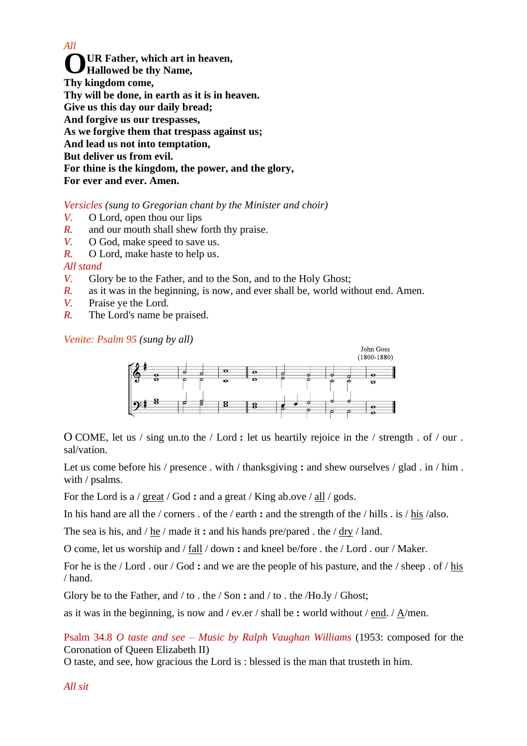*All*

**OUR Father, which art in heaven,**
**Hallowed be thy Name,**
**Thy kingdom come,**
**Thy will be done, in earth as it is in heaven.**
**Give us this day our daily bread;**
**And forgive us our trespasses,**
**As we forgive them that trespass against us;**
**And lead us not into temptation,**
**But deliver us from evil.**
**For thine is the kingdom, the power, and the glory,**
**For ever and ever. Amen.**

*Versicles (sung to Gregorian chant by the Minister and choir)*

*V.* O Lord, open thou our lips
*R.* and our mouth shall shew forth thy praise.
*V.* O God, make speed to save us.
*R.* O Lord, make haste to help us.

*All stand*

*V.* Glory be to the Father, and to the Son, and to the Holy Ghost;
*R.* as it was in the beginning, is now, and ever shall be, world without end. Amen.
*V.* Praise ye the Lord.
*R.* The Lord's name be praised.

*Venite: Psalm 95 (sung by all)*

John Goss
(1800-1880)

O COME, let us / sing un.to the / Lord **:** let us heartily rejoice in the / strength . of / our . sal/vation.

Let us come before his / presence . with / thanksgiving **:** and shew ourselves / glad . in / him . with / psalms.

For the Lord is a / <u>great</u> / God **:** and a great / King ab.ove / <u>all</u> / gods.

In his hand are all the / corners . of the / earth **:** and the strength of the / hills . is / <u>his</u> /also.

The sea is his, and / <u>he</u> / made it **:** and his hands pre/pared . the / <u>dry</u> / land.

O come, let us worship and / <u>fall</u> / down **:** and kneel be/fore . the / Lord . our / Maker.

For he is the / Lord . our / God **:** and we are the people of his pasture, and the / sheep . of / <u>his</u> / hand.

Glory be to the Father, and / to . the / Son **:** and / to . the /Ho.ly / Ghost;

as it was in the beginning, is now and / ev.er / shall be **:** world without / <u>end</u>. / <u>A</u>/men.

Psalm 34.8 *O taste and see – Music by Ralph Vaughan Williams* (1953: composed for the Coronation of Queen Elizabeth II)
O taste, and see, how gracious the Lord is : blessed is the man that trusteth in him.

*All sit*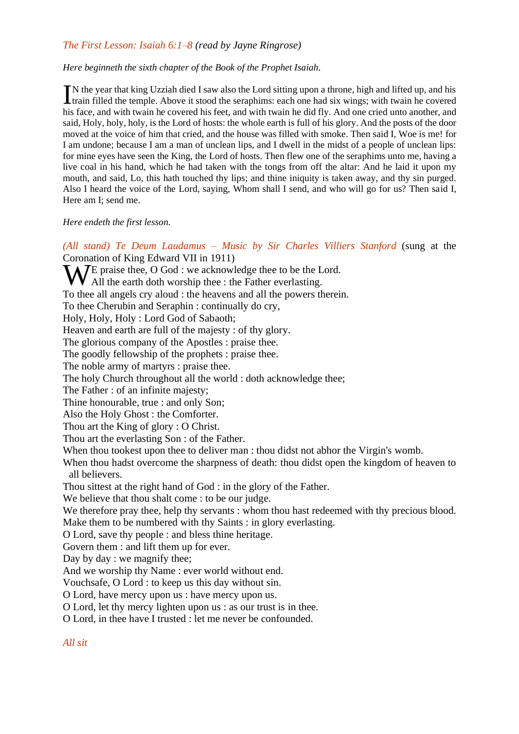*The First Lesson: Isaiah 6:1–8 (read by Jayne Ringrose)*

*Here beginneth the sixth chapter of the Book of the Prophet Isaiah.*

IN the year that king Uzziah died I saw also the Lord sitting upon a throne, high and lifted up, and his train filled the temple. Above it stood the seraphims: each one had six wings; with twain he covered his face, and with twain he covered his feet, and with twain he did fly. And one cried unto another, and said, Holy, holy, holy, is the Lord of hosts: the whole earth is full of his glory. And the posts of the door moved at the voice of him that cried, and the house was filled with smoke. Then said I, Woe is me! for I am undone; because I am a man of unclean lips, and I dwell in the midst of a people of unclean lips: for mine eyes have seen the King, the Lord of hosts. Then flew one of the seraphims unto me, having a live coal in his hand, which he had taken with the tongs from off the altar: And he laid it upon my mouth, and said, Lo, this hath touched thy lips; and thine iniquity is taken away, and thy sin purged. Also I heard the voice of the Lord, saying, Whom shall I send, and who will go for us? Then said I, Here am I; send me.

*Here endeth the first lesson.*

*(All stand) Te Deum Laudamus – Music by Sir Charles Villiers Stanford* (sung at the Coronation of King Edward VII in 1911)

WE praise thee, O God : we acknowledge thee to be the Lord.
All the earth doth worship thee : the Father everlasting.
To thee all angels cry aloud : the heavens and all the powers therein.
To thee Cherubin and Seraphin : continually do cry,
Holy, Holy, Holy : Lord God of Sabaoth;
Heaven and earth are full of the majesty : of thy glory.
The glorious company of the Apostles : praise thee.
The goodly fellowship of the prophets : praise thee.
The noble army of martyrs : praise thee.
The holy Church throughout all the world : doth acknowledge thee;
The Father : of an infinite majesty;
Thine honourable, true : and only Son;
Also the Holy Ghost : the Comforter.
Thou art the King of glory : O Christ.
Thou art the everlasting Son : of the Father.
When thou tookest upon thee to deliver man : thou didst not abhor the Virgin's womb.
When thou hadst overcome the sharpness of death: thou didst open the kingdom of heaven to all believers.
Thou sittest at the right hand of God : in the glory of the Father.
We believe that thou shalt come : to be our judge.
We therefore pray thee, help thy servants : whom thou hast redeemed with thy precious blood.
Make them to be numbered with thy Saints : in glory everlasting.
O Lord, save thy people : and bless thine heritage.
Govern them : and lift them up for ever.
Day by day : we magnify thee;
And we worship thy Name : ever world without end.
Vouchsafe, O Lord : to keep us this day without sin.
O Lord, have mercy upon us : have mercy upon us.
O Lord, let thy mercy lighten upon us : as our trust is in thee.
O Lord, in thee have I trusted : let me never be confounded.

*All sit*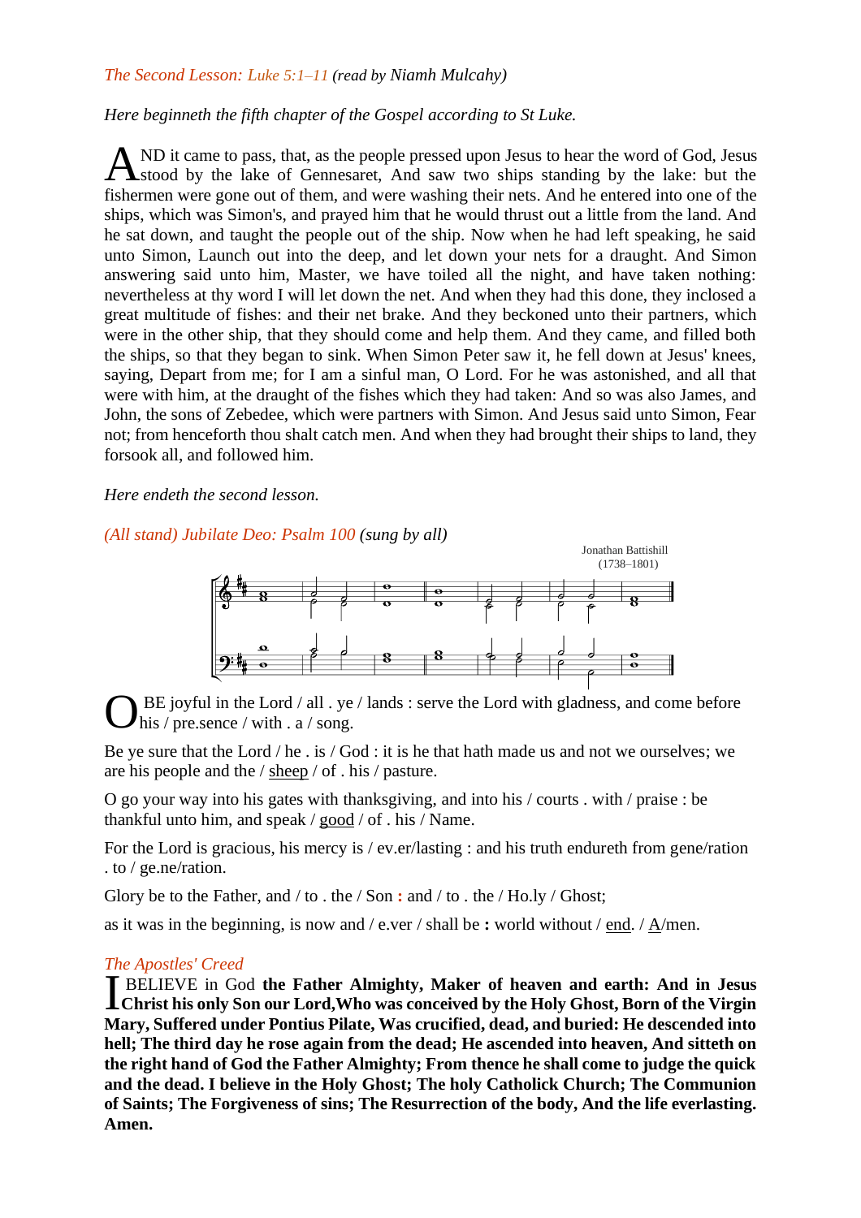*The Second Lesson: Luke 5:1–11 (read by Niamh Mulcahy)*

*Here beginneth the fifth chapter of the Gospel according to St Luke.*

AND it came to pass, that, as the people pressed upon Jesus to hear the word of God, Jesus stood by the lake of Gennesaret, And saw two ships standing by the lake: but the fishermen were gone out of them, and were washing their nets. And he entered into one of the ships, which was Simon's, and prayed him that he would thrust out a little from the land. And he sat down, and taught the people out of the ship. Now when he had left speaking, he said unto Simon, Launch out into the deep, and let down your nets for a draught. And Simon answering said unto him, Master, we have toiled all the night, and have taken nothing: nevertheless at thy word I will let down the net. And when they had this done, they inclosed a great multitude of fishes: and their net brake. And they beckoned unto their partners, which were in the other ship, that they should come and help them. And they came, and filled both the ships, so that they began to sink. When Simon Peter saw it, he fell down at Jesus' knees, saying, Depart from me; for I am a sinful man, O Lord. For he was astonished, and all that were with him, at the draught of the fishes which they had taken: And so was also James, and John, the sons of Zebedee, which were partners with Simon. And Jesus said unto Simon, Fear not; from henceforth thou shalt catch men. And when they had brought their ships to land, they forsook all, and followed him.

*Here endeth the second lesson.*

*(All stand) Jubilate Deo: Psalm 100 (sung by all)*

Jonathan Battishill (1738–1801)

O BE joyful in the Lord / all . ye / lands : serve the Lord with gladness, and come before his / pre.sence / with . a / song.

Be ye sure that the Lord / he . is / God : it is he that hath made us and not we ourselves; we are his people and the / sheep / of . his / pasture.

O go your way into his gates with thanksgiving, and into his / courts . with / praise : be thankful unto him, and speak / good / of . his / Name.

For the Lord is gracious, his mercy is / ev.er/lasting : and his truth endureth from gene/ration . to / ge.ne/ration.

Glory be to the Father, and / to . the / Son : and / to . the / Ho.ly / Ghost;

as it was in the beginning, is now and / e.ver / shall be : world without / end. / A/men.

*The Apostles' Creed*

I BELIEVE in God **the Father Almighty, Maker of heaven and earth: And in Jesus Christ his only Son our Lord,Who was conceived by the Holy Ghost, Born of the Virgin Mary, Suffered under Pontius Pilate, Was crucified, dead, and buried: He descended into hell; The third day he rose again from the dead; He ascended into heaven, And sitteth on the right hand of God the Father Almighty; From thence he shall come to judge the quick and the dead. I believe in the Holy Ghost; The holy Catholick Church; The Communion of Saints; The Forgiveness of sins; The Resurrection of the body, And the life everlasting. Amen.**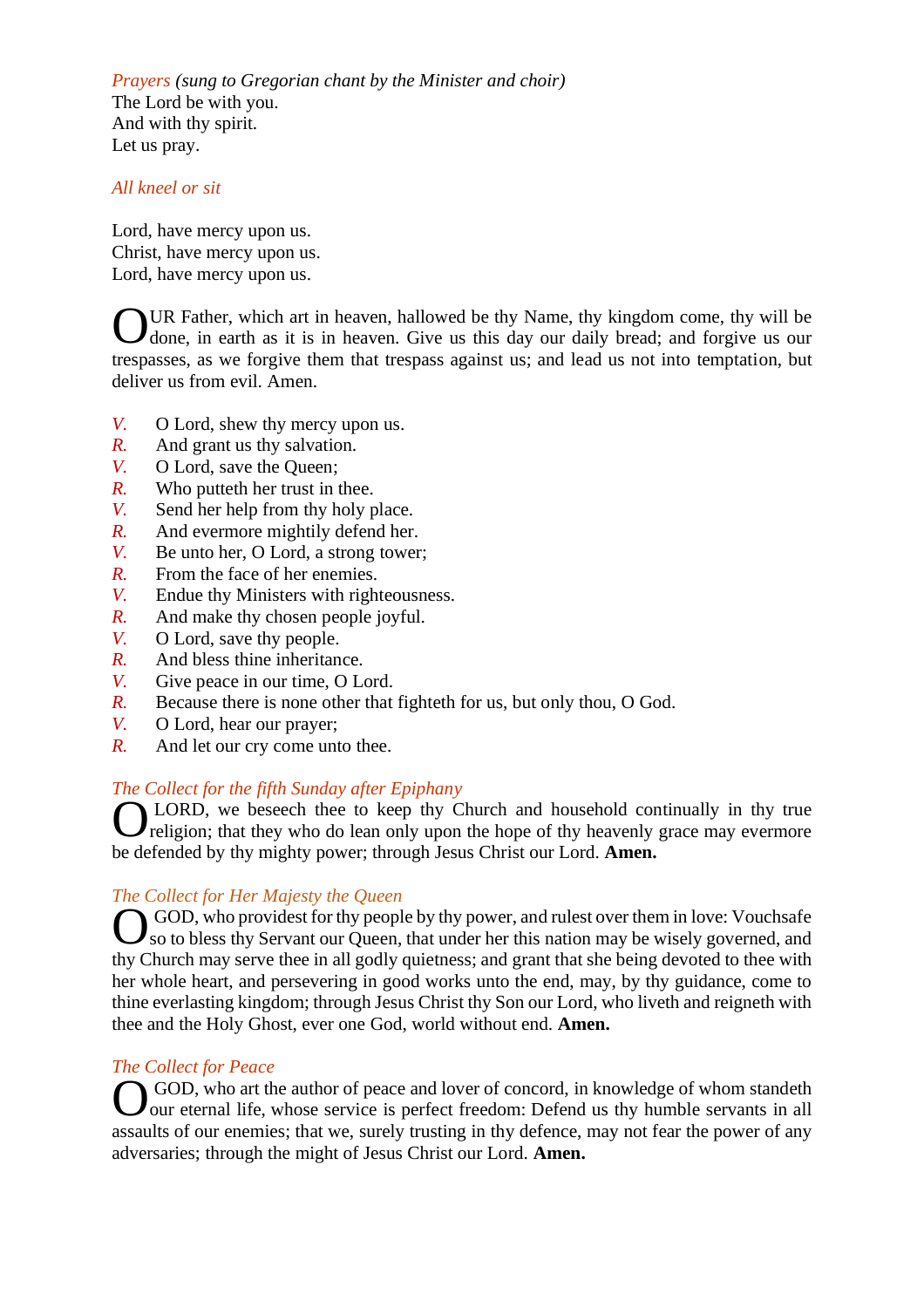*Prayers (sung to Gregorian chant by the Minister and choir)*

The Lord be with you.
And with thy spirit.
Let us pray.

*All kneel or sit*

Lord, have mercy upon us.
Christ, have mercy upon us.
Lord, have mercy upon us.

OUR Father, which art in heaven, hallowed be thy Name, thy kingdom come, thy will be done, in earth as it is in heaven. Give us this day our daily bread; and forgive us our trespasses, as we forgive them that trespass against us; and lead us not into temptation, but deliver us from evil. Amen.

*V.* O Lord, shew thy mercy upon us.
*R.* And grant us thy salvation.
*V.* O Lord, save the Queen;
*R.* Who putteth her trust in thee.
*V.* Send her help from thy holy place.
*R.* And evermore mightily defend her.
*V.* Be unto her, O Lord, a strong tower;
*R.* From the face of her enemies.
*V.* Endue thy Ministers with righteousness.
*R.* And make thy chosen people joyful.
*V.* O Lord, save thy people.
*R.* And bless thine inheritance.
*V.* Give peace in our time, O Lord.
*R.* Because there is none other that fighteth for us, but only thou, O God.
*V.* O Lord, hear our prayer;
*R.* And let our cry come unto thee.

*The Collect for the fifth Sunday after Epiphany*

O LORD, we beseech thee to keep thy Church and household continually in thy true religion; that they who do lean only upon the hope of thy heavenly grace may evermore be defended by thy mighty power; through Jesus Christ our Lord. **Amen.**

*The Collect for Her Majesty the Queen*

O GOD, who providest for thy people by thy power, and rulest over them in love: Vouchsafe so to bless thy Servant our Queen, that under her this nation may be wisely governed, and thy Church may serve thee in all godly quietness; and grant that she being devoted to thee with her whole heart, and persevering in good works unto the end, may, by thy guidance, come to thine everlasting kingdom; through Jesus Christ thy Son our Lord, who liveth and reigneth with thee and the Holy Ghost, ever one God, world without end. **Amen.**

*The Collect for Peace*

O GOD, who art the author of peace and lover of concord, in knowledge of whom standeth our eternal life, whose service is perfect freedom: Defend us thy humble servants in all assaults of our enemies; that we, surely trusting in thy defence, may not fear the power of any adversaries; through the might of Jesus Christ our Lord. **Amen.**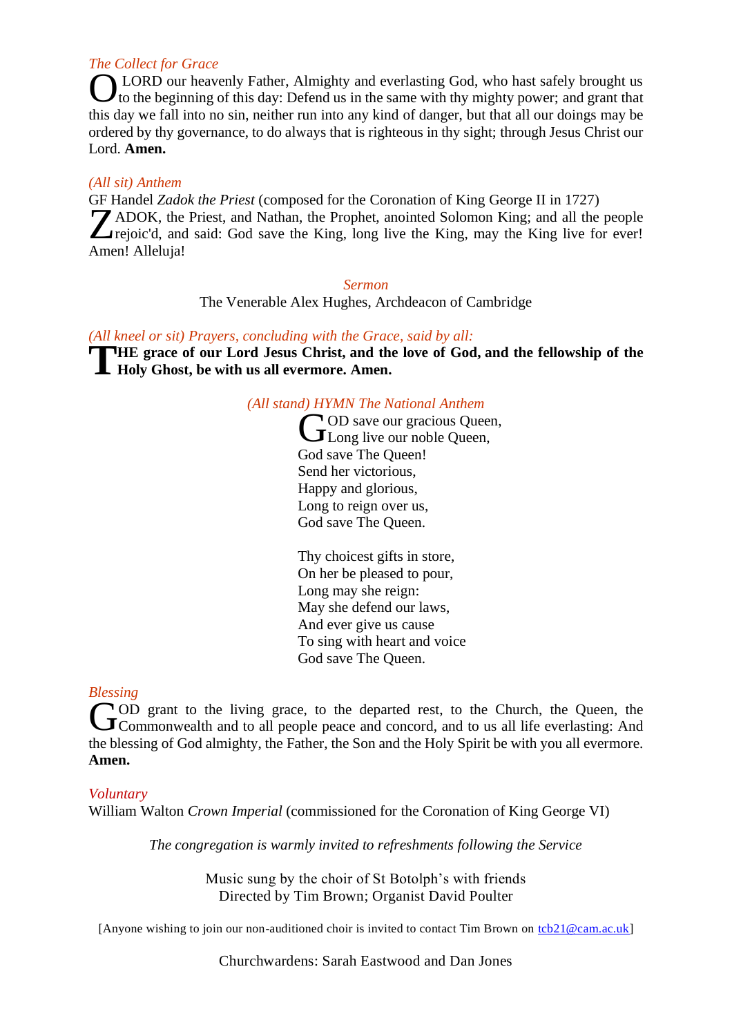*The Collect for Grace*

O LORD our heavenly Father, Almighty and everlasting God, who hast safely brought us to the beginning of this day: Defend us in the same with thy mighty power; and grant that this day we fall into no sin, neither run into any kind of danger, but that all our doings may be ordered by thy governance, to do always that is righteous in thy sight; through Jesus Christ our Lord. **Amen.**

*(All sit) Anthem*

GF Handel *Zadok the Priest* (composed for the Coronation of King George II in 1727)

ZADOK, the Priest, and Nathan, the Prophet, anointed Solomon King; and all the people rejoic'd, and said: God save the King, long live the King, may the King live for ever! Amen! Alleluja!

*Sermon*

The Venerable Alex Hughes, Archdeacon of Cambridge

*(All kneel or sit) Prayers, concluding with the Grace, said by all:*

**THE grace of our Lord Jesus Christ, and the love of God, and the fellowship of the Holy Ghost, be with us all evermore. Amen.**

*(All stand) HYMN The National Anthem*

GOD save our gracious Queen,  
Long live our noble Queen,  
God save The Queen!  
Send her victorious,  
Happy and glorious,  
Long to reign over us,  
God save The Queen.

Thy choicest gifts in store,  
On her be pleased to pour,  
Long may she reign:  
May she defend our laws,  
And ever give us cause  
To sing with heart and voice  
God save The Queen.

*Blessing*

GOD grant to the living grace, to the departed rest, to the Church, the Queen, the Commonwealth and to all people peace and concord, and to us all life everlasting: And the blessing of God almighty, the Father, the Son and the Holy Spirit be with you all evermore. **Amen.**

*Voluntary*

William Walton *Crown Imperial* (commissioned for the Coronation of King George VI)

*The congregation is warmly invited to refreshments following the Service*

Music sung by the choir of St Botolph's with friends  
Directed by Tim Brown; Organist David Poulter

[Anyone wishing to join our non-auditioned choir is invited to contact Tim Brown on tcb21@cam.ac.uk]

Churchwardens: Sarah Eastwood and Dan Jones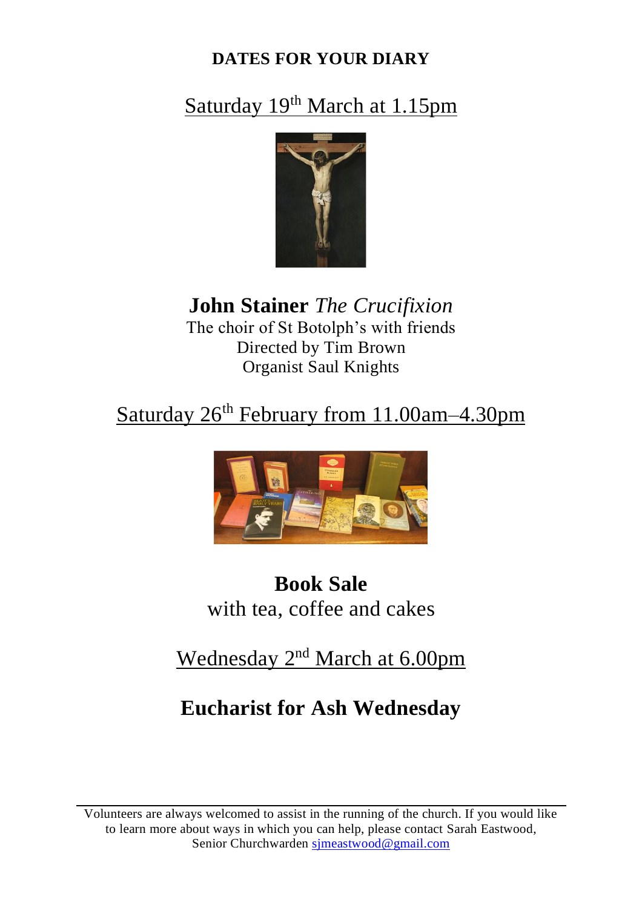## DATES FOR YOUR DIARY

Saturday 19th March at 1.15pm

**John Stainer** *The Crucifixion*
The choir of St Botolph's with friends
Directed by Tim Brown
Organist Saul Knights

Saturday 26th February from 11.00am–4.30pm

**Book Sale**
with tea, coffee and cakes

Wednesday 2nd March at 6.00pm

**Eucharist for Ash Wednesday**

---

Volunteers are always welcomed to assist in the running of the church. If you would like to learn more about ways in which you can help, please contact Sarah Eastwood, Senior Churchwarden sjmeastwood@gmail.com